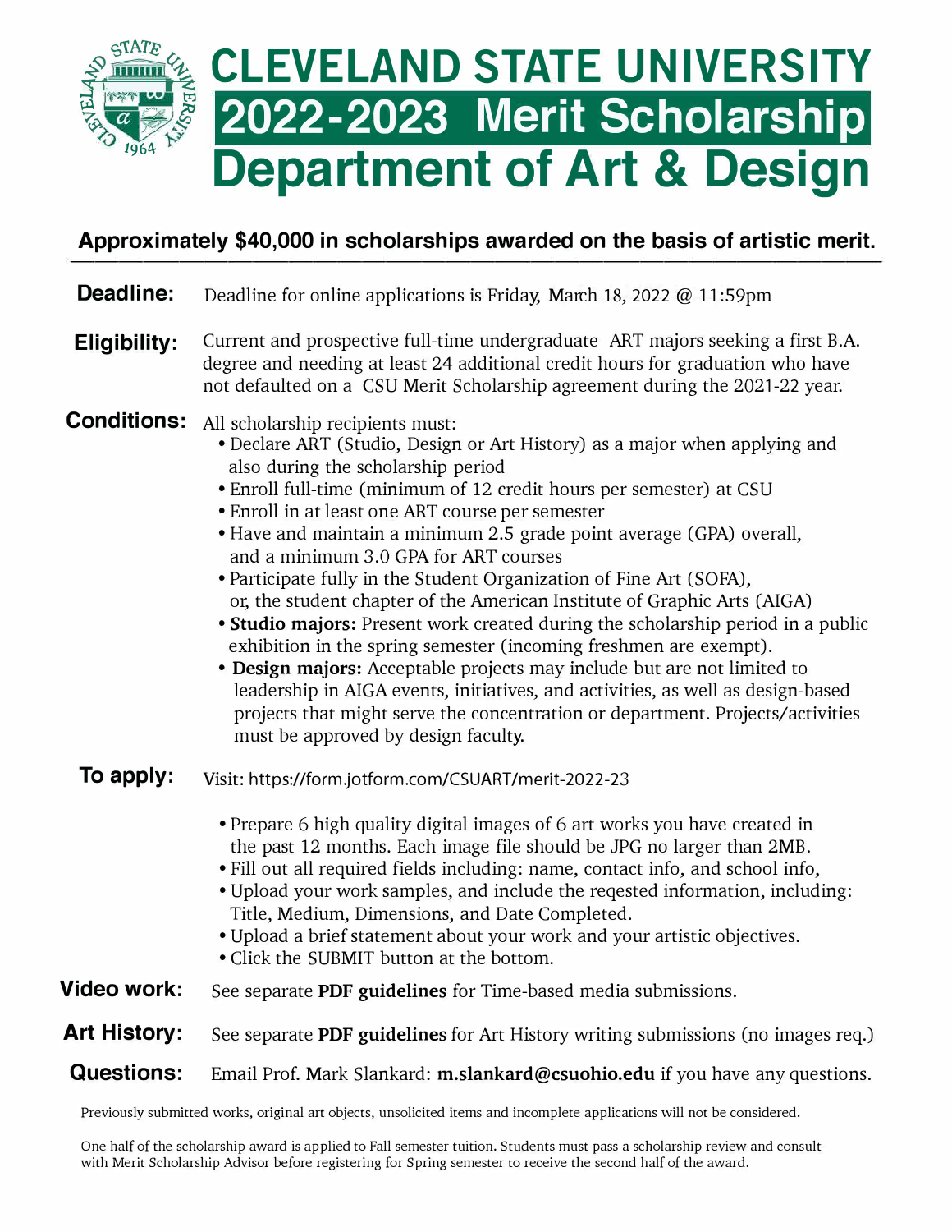# CLEVELAND STATE UNIVERSITY

# 2022-2023 Merit Scholarship

# Department of Art & Design

**Approximately $40,000 in scholarships awarded on the basis of artistic merit.**

---

**Deadline:** Deadline for online applications is Friday, March 18, 2022 @ 11:59pm

**Eligibility:** Current and prospective full-time undergraduate ART majors seeking a first B.A. degree and needing at least 24 additional credit hours for graduation who have not defaulted on a CSU Merit Scholarship agreement during the 2021-22 year.

**Conditions:** All scholarship recipients must:

- Declare ART (Studio, Design or Art History) as a major when applying and also during the scholarship period
- Enroll full-time (minimum of 12 credit hours per semester) at CSU
- Enroll in at least one ART course per semester
- Have and maintain a minimum 2.5 grade point average (GPA) overall, and a minimum 3.0 GPA for ART courses
- Participate fully in the Student Organization of Fine Art (SOFA), or, the student chapter of the American Institute of Graphic Arts (AIGA)
- **Studio majors:** Present work created during the scholarship period in a public exhibition in the spring semester (incoming freshmen are exempt).
- **Design majors:** Acceptable projects may include but are not limited to leadership in AIGA events, initiatives, and activities, as well as design-based projects that might serve the concentration or department. Projects/activities must be approved by design faculty.

**To apply:** Visit: https://form.jotform.com/CSUART/merit-2022-23

- Prepare 6 high quality digital images of 6 art works you have created in the past 12 months. Each image file should be JPG no larger than 2MB.
- Fill out all required fields including: name, contact info, and school info,
- Upload your work samples, and include the reqested information, including: Title, Medium, Dimensions, and Date Completed.
- Upload a brief statement about your work and your artistic objectives.
- Click the SUBMIT button at the bottom.

**Video work:** See separate **PDF guidelines** for Time-based media submissions.

**Art History:** See separate **PDF guidelines** for Art History writing submissions (no images req.)

**Questions:** Email Prof. Mark Slankard: **m.slankard@csuohio.edu** if you have any questions.

Previously submitted works, original art objects, unsolicited items and incomplete applications will not be considered.

One half of the scholarship award is applied to Fall semester tuition. Students must pass a scholarship review and consult with Merit Scholarship Advisor before registering for Spring semester to receive the second half of the award.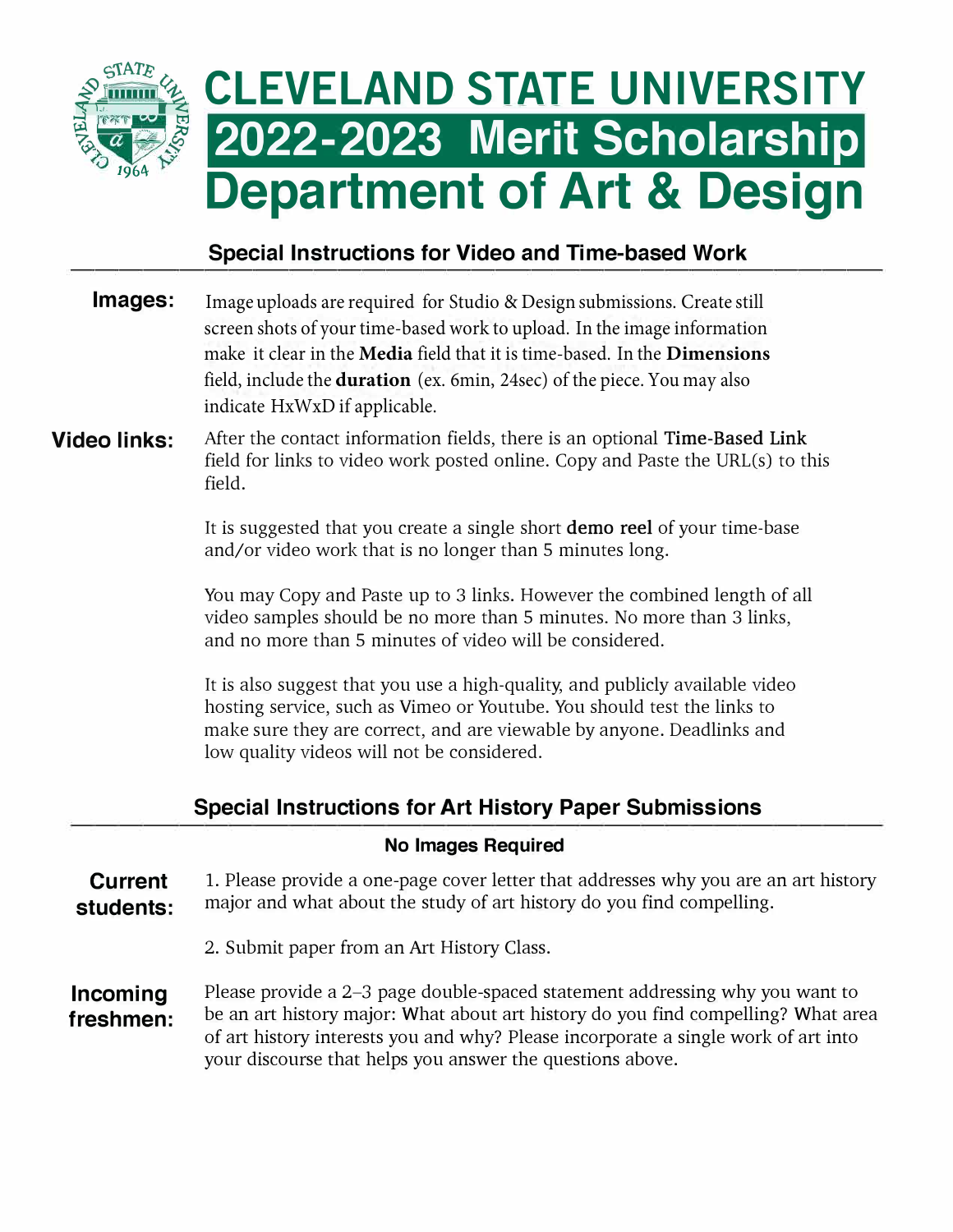# CLEVELAND STATE UNIVERSITY

## 2022-2023 Merit Scholarship

# Department of Art & Design

### Special Instructions for Video and Time-based Work

**Images:** Image uploads are required for Studio & Design submissions. Create still screen shots of your time-based work to upload. In the image information make it clear in the **Media** field that it is time-based. In the **Dimensions** field, include the **duration** (ex. 6min, 24sec) of the piece. You may also indicate HxWxD if applicable.

**Video links:** After the contact information fields, there is an optional **Time-Based Link** field for links to video work posted online. Copy and Paste the URL(s) to this field.

It is suggested that you create a single short **demo reel** of your time-base and/or video work that is no longer than 5 minutes long.

You may Copy and Paste up to 3 links. However the combined length of all video samples should be no more than 5 minutes. No more than 3 links, and no more than 5 minutes of video will be considered.

It is also suggest that you use a high-quality, and publicly available video hosting service, such as Vimeo or Youtube. You should test the links to make sure they are correct, and are viewable by anyone. Deadlinks and low quality videos will not be considered.

### Special Instructions for Art History Paper Submissions

**No Images Required**

**Current students:**

1. Please provide a one-page cover letter that addresses why you are an art history major and what about the study of art history do you find compelling.

2. Submit paper from an Art History Class.

**Incoming freshmen:** Please provide a 2–3 page double-spaced statement addressing why you want to be an art history major: What about art history do you find compelling? What area of art history interests you and why? Please incorporate a single work of art into your discourse that helps you answer the questions above.